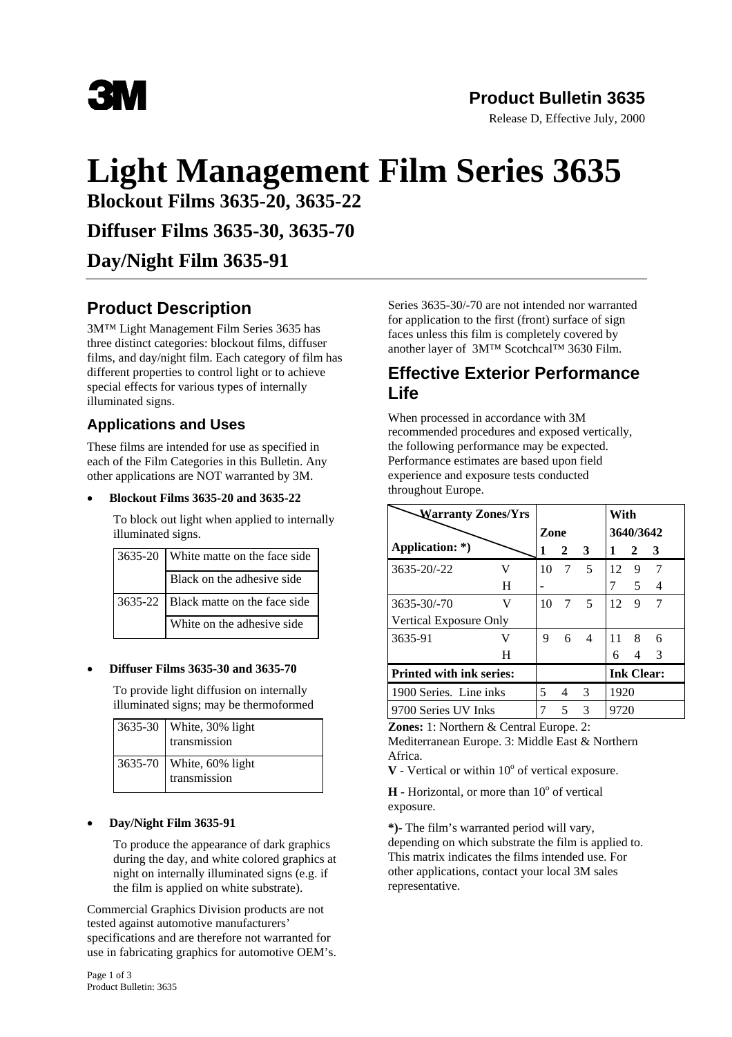**Product Bulletin 3635**

Release D, Effective July, 2000

# Light Management Film Series 3635

**Blockout Films 3635-20, 3635-22**

**Diffuser Films 3635-30, 3635-70**

**Day/Night Film 3635-91**

## Product Description

3M™ Light Management Film Series 3635 has three distinct categories: blockout films, diffuser films, and day/night film. Each category of film has different properties to control light or to achieve special effects for various types of internally illuminated signs.

### Applications and Uses

These films are intended for use as specified in each of the Film Categories in this Bulletin. Any other applications are NOT warranted by 3M.

- **Blockout Films 3635-20 and 3635-22**

  To block out light when applied to internally illuminated signs.

| | |
|---|---|
| 3635-20 | White matte on the face side |
| | Black on the adhesive side |
| 3635-22 | Black matte on the face side |
| | White on the adhesive side |

- **Diffuser Films 3635-30 and 3635-70**

  To provide light diffusion on internally illuminated signs; may be thermoformed

| | |
|---|---|
| 3635-30 | White, 30% light transmission |
| 3635-70 | White, 60% light transmission |

- **Day/Night Film 3635-91**

  To produce the appearance of dark graphics during the day, and white colored graphics at night on internally illuminated signs (e.g. if the film is applied on white substrate).

Commercial Graphics Division products are not tested against automotive manufacturers' specifications and are therefore not warranted for use in fabricating graphics for automotive OEM's.

Series 3635-30/-70 are not intended nor warranted for application to the first (front) surface of sign faces unless this film is completely covered by another layer of 3M™ Scotchcal™ 3630 Film.

## Effective Exterior Performance Life

When processed in accordance with 3M recommended procedures and exposed vertically, the following performance may be expected. Performance estimates are based upon field experience and exposure tests conducted throughout Europe.

| Warranty Zones/Yrs / Application: *) | | Zone 1 | Zone 2 | Zone 3 | With 3640/3642 1 | 2 | 3 |
|---|---|---|---|---|---|---|---|
| 3635-20/-22 | V | 10 | 7 | 5 | 12 | 9 | 7 |
| | H | - | | | 7 | 5 | 4 |
| 3635-30/-70 Vertical Exposure Only | V | 10 | 7 | 5 | 12 | 9 | 7 |
| 3635-91 | V | 9 | 6 | 4 | 11 | 8 | 6 |
| | H | | | | 6 | 4 | 3 |
| **Printed with ink series:** | | | | | **Ink Clear:** | | |
| 1900 Series. Line inks | | 5 | 4 | 3 | 1920 | | |
| 9700 Series UV Inks | | 7 | 5 | 3 | 9720 | | |

**Zones:** 1: Northern & Central Europe. 2: Mediterranean Europe. 3: Middle East & Northern Africa.

**V** - Vertical or within 10° of vertical exposure.

**H** - Horizontal, or more than 10° of vertical exposure.

**\*)**- The film's warranted period will vary, depending on which substrate the film is applied to. This matrix indicates the films intended use. For other applications, contact your local 3M sales representative.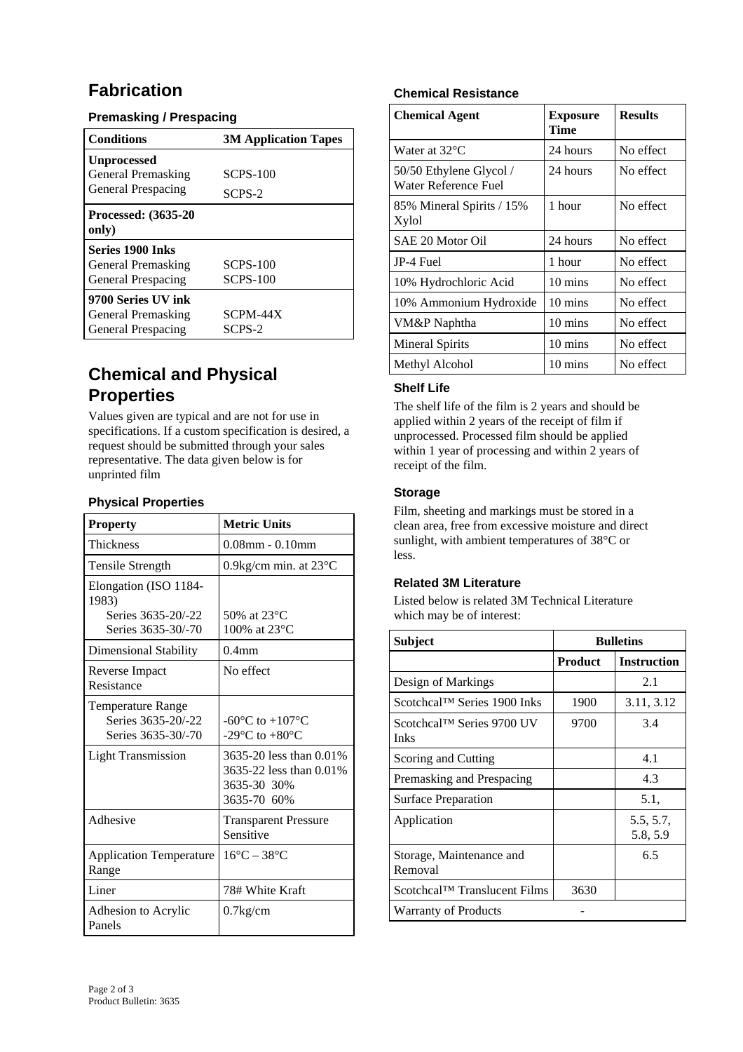# Fabrication

### Premasking / Prespacing

| Conditions | 3M Application Tapes |
|---|---|
| **Unprocessed**<br>General Premasking<br>General Prespacing | <br>SCPS-100<br>SCPS-2 |
| **Processed: (3635-20 only)** | |
| **Series 1900 Inks**<br>General Premasking<br>General Prespacing | <br>SCPS-100<br>SCPS-100 |
| **9700 Series UV ink**<br>General Premasking<br>General Prespacing | <br>SCPM-44X<br>SCPS-2 |

# Chemical and Physical Properties

Values given are typical and are not for use in specifications. If a custom specification is desired, a request should be submitted through your sales representative. The data given below is for unprinted film

### Physical Properties

| Property | Metric Units |
|---|---|
| Thickness | 0.08mm - 0.10mm |
| Tensile Strength | 0.9kg/cm min. at 23°C |
| Elongation (ISO 1184-1983)<br>Series 3635-20/-22<br>Series 3635-30/-70 | <br>50% at 23°C<br>100% at 23°C |
| Dimensional Stability | 0.4mm |
| Reverse Impact Resistance | No effect |
| Temperature Range<br>Series 3635-20/-22<br>Series 3635-30/-70 | <br>-60°C to +107°C<br>-29°C to +80°C |
| Light Transmission | 3635-20 less than 0.01%<br>3635-22 less than 0.01%<br>3635-30 30%<br>3635-70 60% |
| Adhesive | Transparent Pressure Sensitive |
| Application Temperature Range | 16°C – 38°C |
| Liner | 78# White Kraft |
| Adhesion to Acrylic Panels | 0.7kg/cm |

### Chemical Resistance

| Chemical Agent | Exposure Time | Results |
|---|---|---|
| Water at 32°C | 24 hours | No effect |
| 50/50 Ethylene Glycol / Water Reference Fuel | 24 hours | No effect |
| 85% Mineral Spirits / 15% Xylol | 1 hour | No effect |
| SAE 20 Motor Oil | 24 hours | No effect |
| JP-4 Fuel | 1 hour | No effect |
| 10% Hydrochloric Acid | 10 mins | No effect |
| 10% Ammonium Hydroxide | 10 mins | No effect |
| VM&P Naphtha | 10 mins | No effect |
| Mineral Spirits | 10 mins | No effect |
| Methyl Alcohol | 10 mins | No effect |

### Shelf Life

The shelf life of the film is 2 years and should be applied within 2 years of the receipt of film if unprocessed. Processed film should be applied within 1 year of processing and within 2 years of receipt of the film.

### Storage

Film, sheeting and markings must be stored in a clean area, free from excessive moisture and direct sunlight, with ambient temperatures of 38°C or less.

### Related 3M Literature

Listed below is related 3M Technical Literature which may be of interest:

| Subject | Bulletins | |
|---|---|---|
| | **Product** | **Instruction** |
| Design of Markings | | 2.1 |
| Scotchcal™ Series 1900 Inks | 1900 | 3.11, 3.12 |
| Scotchcal™ Series 9700 UV Inks | 9700 | 3.4 |
| Scoring and Cutting | | 4.1 |
| Premasking and Prespacing | | 4.3 |
| Surface Preparation | | 5.1, |
| Application | | 5.5, 5.7, 5.8, 5.9 |
| Storage, Maintenance and Removal | | 6.5 |
| Scotchcal™ Translucent Films | 3630 | |
| Warranty of Products | - | |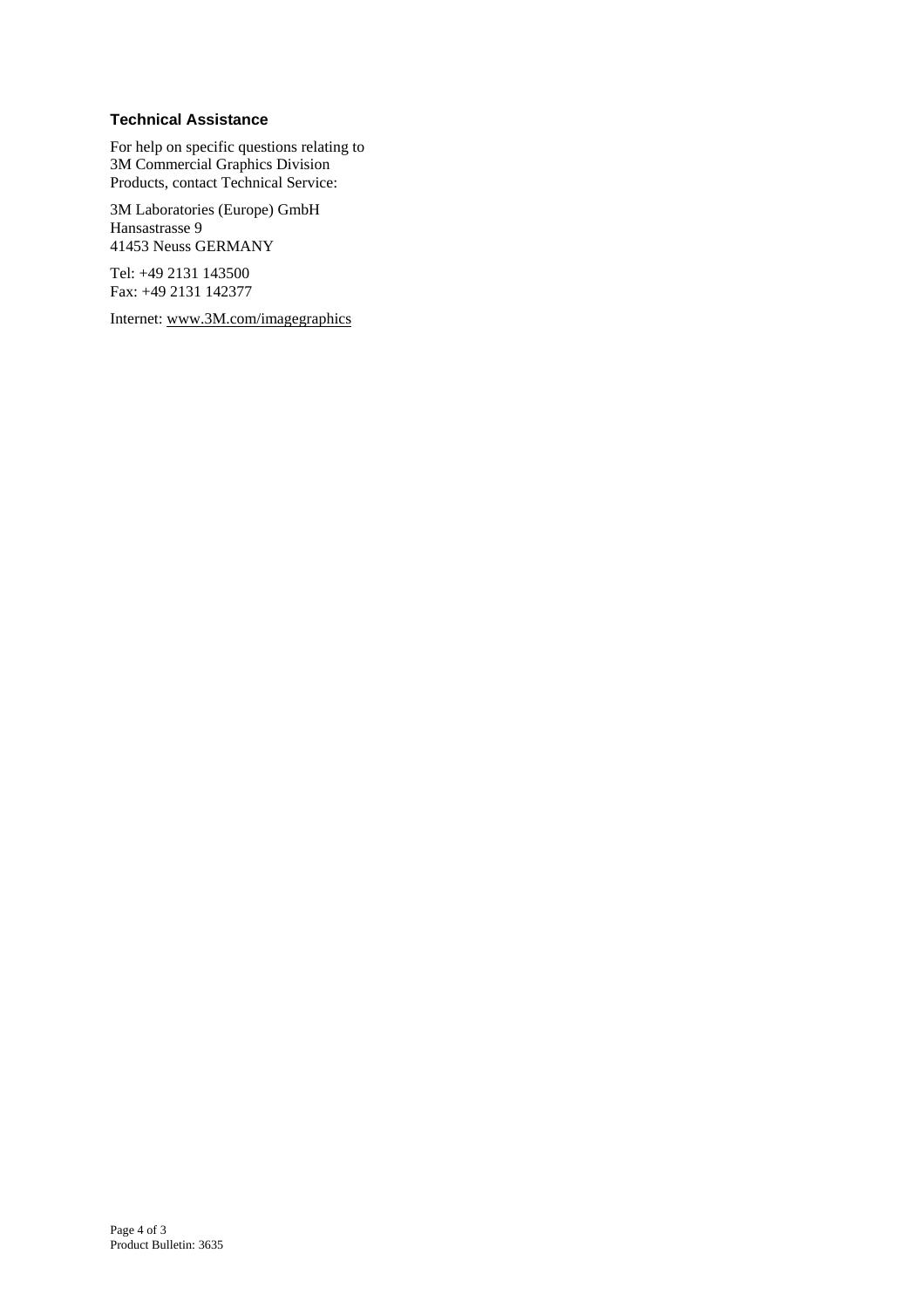### Technical Assistance

For help on specific questions relating to 3M Commercial Graphics Division Products, contact Technical Service:

3M Laboratories (Europe) GmbH
Hansastrasse 9
41453 Neuss GERMANY

Tel: +49 2131 143500
Fax: +49 2131 142377

Internet: www.3M.com/imagegraphics